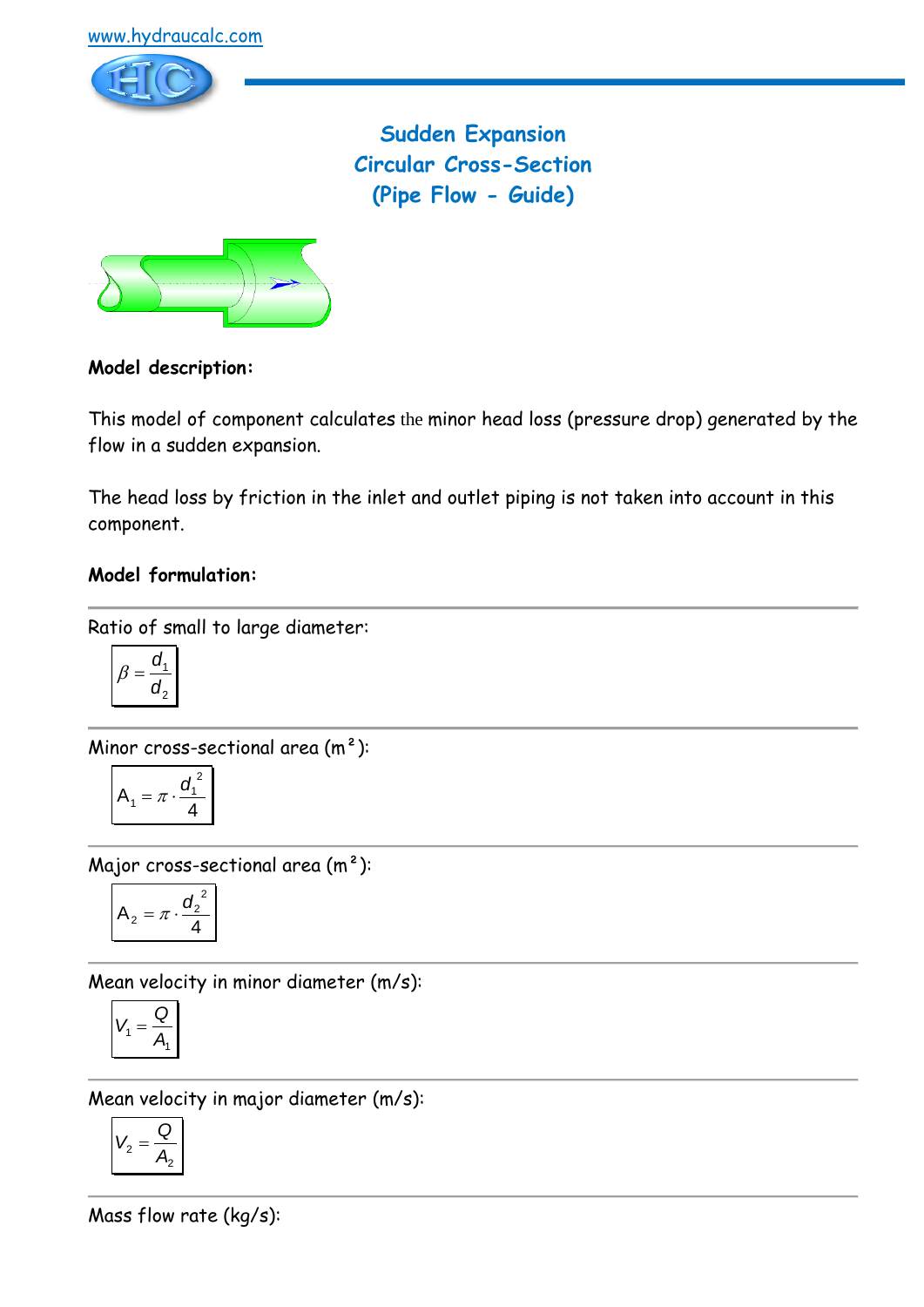www.hydraucalc.com

# Sudden Expansion
## Circular Cross-Section
## (Pipe Flow - Guide)

**Model description:**

This model of component calculates the minor head loss (pressure drop) generated by the flow in a sudden expansion.

The head loss by friction in the inlet and outlet piping is not taken into account in this component.

**Model formulation:**

---

Ratio of small to large diameter:

$$\beta = \frac{d_1}{d_2}$$

---

Minor cross-sectional area (m²):

$$A_1 = \pi \cdot \frac{d_1^{\,2}}{4}$$

---

Major cross-sectional area (m²):

$$A_2 = \pi \cdot \frac{d_2^{\,2}}{4}$$

---

Mean velocity in minor diameter (m/s):

$$V_1 = \frac{Q}{A_1}$$

---

Mean velocity in major diameter (m/s):

$$V_2 = \frac{Q}{A_2}$$

---

Mass flow rate (kg/s):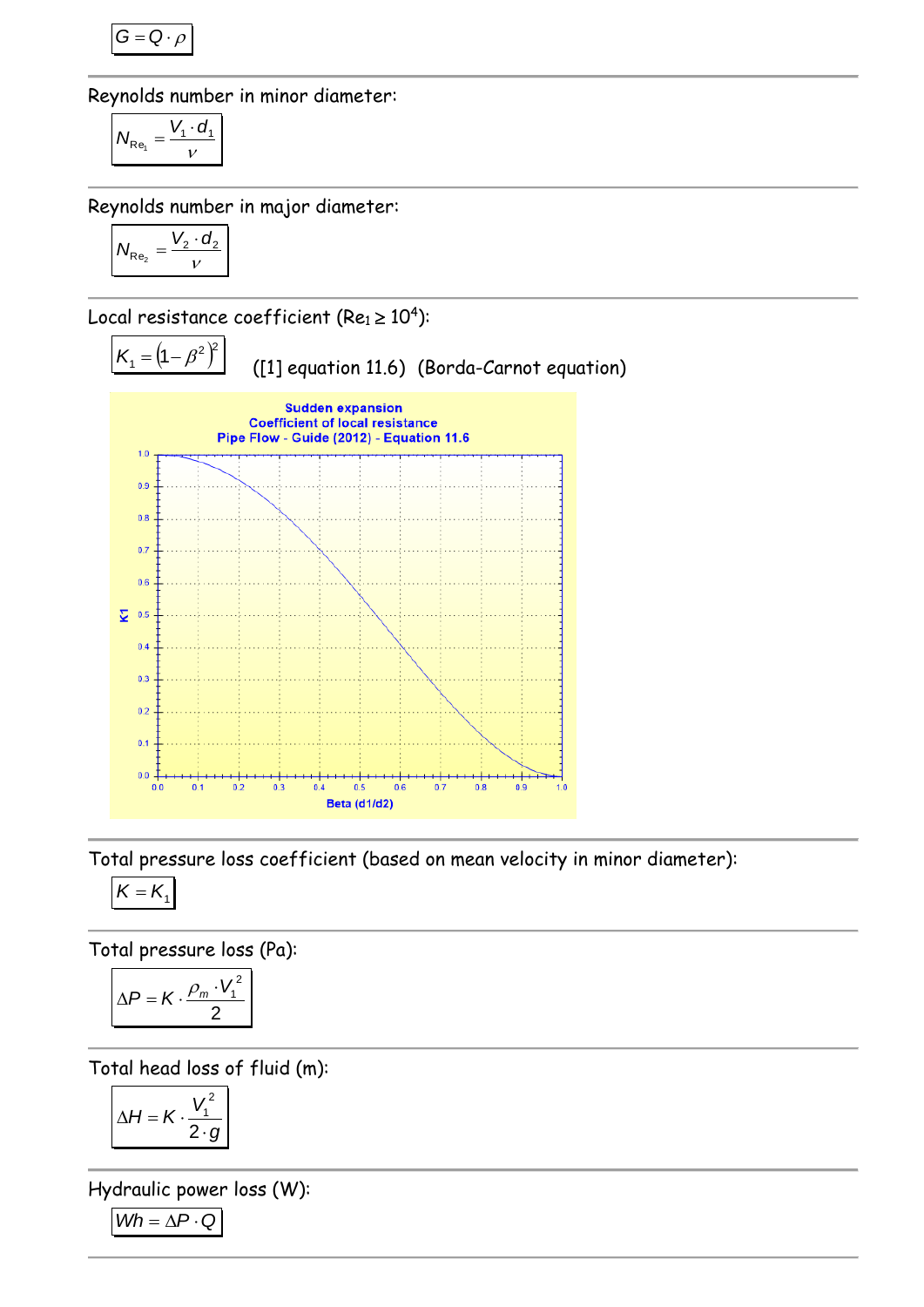$$G = Q \cdot \rho$$

Reynolds number in minor diameter:

$$N_{Re_1} = \frac{V_1 \cdot d_1}{\nu}$$

Reynolds number in major diameter:

$$N_{Re_2} = \frac{V_2 \cdot d_2}{\nu}$$

Local resistance coefficient ($Re_1 \geq 10^4$):

$$K_1 = \left(1 - \beta^2\right)^2$$

([1] equation 11.6) (Borda-Carnot equation)

Total pressure loss coefficient (based on mean velocity in minor diameter):

$$K = K_1$$

Total pressure loss (Pa):

$$\Delta P = K \cdot \frac{\rho_m \cdot V_1^2}{2}$$

Total head loss of fluid (m):

$$\Delta H = K \cdot \frac{V_1^2}{2 \cdot g}$$

Hydraulic power loss (W):

$$Wh = \Delta P \cdot Q$$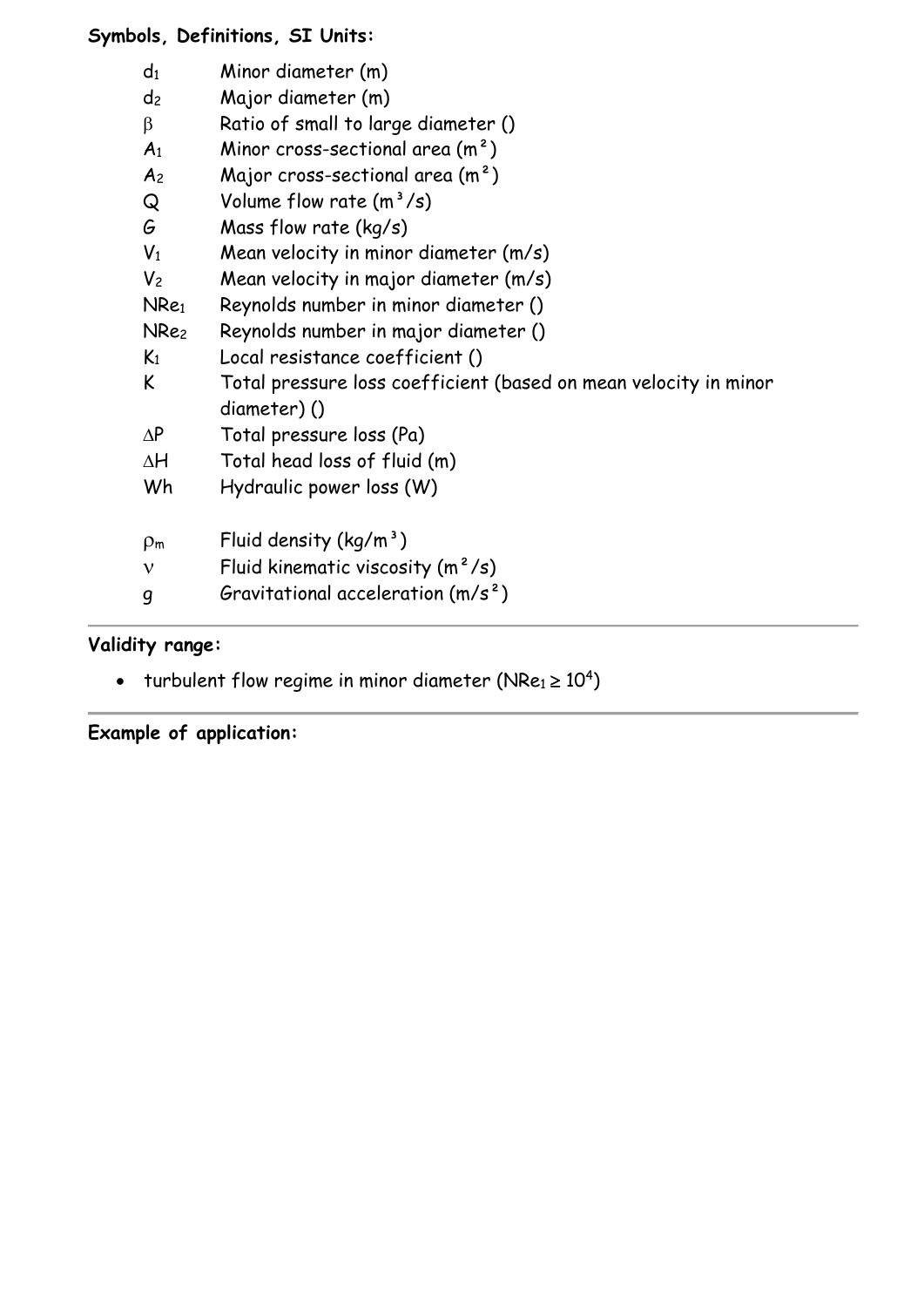**Symbols, Definitions, SI Units:**

| | |
|---|---|
| $d_1$ | Minor diameter (m) |
| $d_2$ | Major diameter (m) |
| $\beta$ | Ratio of small to large diameter () |
| $A_1$ | Minor cross-sectional area (m²) |
| $A_2$ | Major cross-sectional area (m²) |
| $Q$ | Volume flow rate (m³/s) |
| $G$ | Mass flow rate (kg/s) |
| $V_1$ | Mean velocity in minor diameter (m/s) |
| $V_2$ | Mean velocity in major diameter (m/s) |
| $NRe_1$ | Reynolds number in minor diameter () |
| $NRe_2$ | Reynolds number in major diameter () |
| $K_1$ | Local resistance coefficient () |
| $K$ | Total pressure loss coefficient (based on mean velocity in minor diameter) () |
| $\Delta P$ | Total pressure loss (Pa) |
| $\Delta H$ | Total head loss of fluid (m) |
| $Wh$ | Hydraulic power loss (W) |
| $\rho_m$ | Fluid density (kg/m³) |
| $\nu$ | Fluid kinematic viscosity (m²/s) |
| $g$ | Gravitational acceleration (m/s²) |

---

**Validity range:**

- turbulent flow regime in minor diameter ($NRe_1 \geq 10^4$)

---

**Example of application:**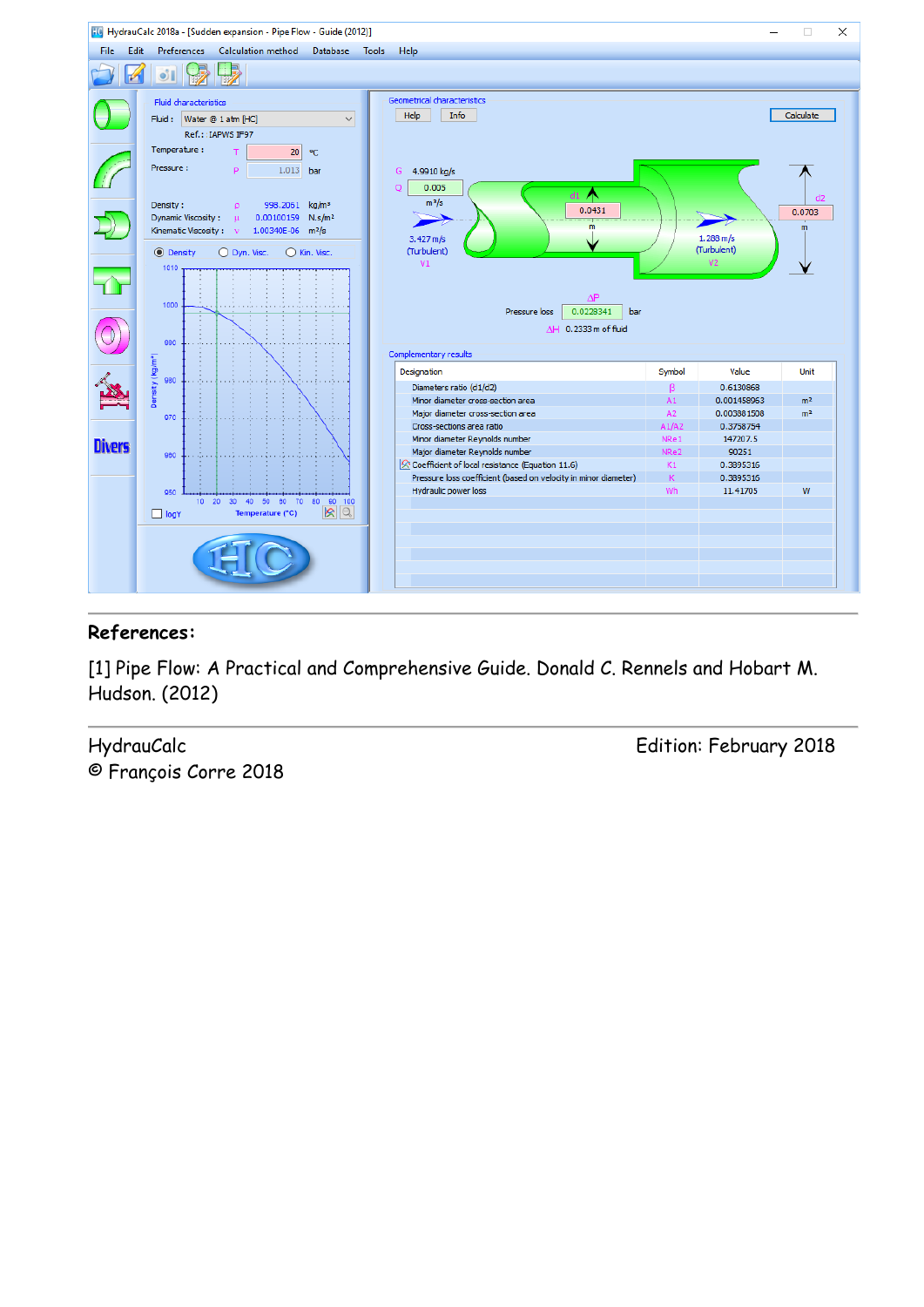HydrauCalc 2018a - [Sudden expansion - Pipe Flow - Guide (2012)]

File Edit Preferences Calculation method Database Tools Help

Fluid characteristics

Fluid : Water @ 1 atm [HC]

Ref.: IAPWS IF97

Temperature : T 20 °C

Pressure : P 1.013 bar

Density : ρ 998.2061 kg/m³

Dynamic Viscosity : μ 0.00100159 N.s/m²

Kinematic Viscosity : ν 1.00340E-06 m²/s

Density Dyn. Visc. Kin. Visc.

Density (kg/m³)

1010
1000
990
980
970
960
950

10 20 30 40 50 60 70 80 90 100

logY Temperature (°C)

Divers

Geometrical characteristics

Help Info Calculate

G 4.9910 kg/s

Q 0.005 m³/s

3.427 m/s (Turbulent) V1

d1 0.0431 m

1.288 m/s (Turbulent) V2

d2 0.0703 m

ΔP Pressure loss 0.0228341 bar

ΔH 0.2333 m of fluid

Complementary results

| Designation | Symbol | Value | Unit |
| --- | --- | --- | --- |
| Diameters ratio (d1/d2) | β | 0.6130868 | |
| Minor diameter cross-section area | A1 | 0.001458963 | m² |
| Major diameter cross-section area | A2 | 0.003881508 | m² |
| Cross-sections area ratio | A1/A2 | 0.3758754 | |
| Minor diameter Reynolds number | NRe1 | 147207.5 | |
| Major diameter Reynolds number | NRe2 | 90251 | |
| Coefficient of local resistance (Equation 11.6) | K1 | 0.3895316 | |
| Pressure loss coefficient (based on velocity in minor diameter) | K | 0.3895316 | |
| Hydraulic power loss | Wh | 11.41705 | W |

**References:**

[1] Pipe Flow: A Practical and Comprehensive Guide. Donald C. Rennels and Hobart M. Hudson. (2012)

HydrauCalc
© François Corre 2018

Edition: February 2018